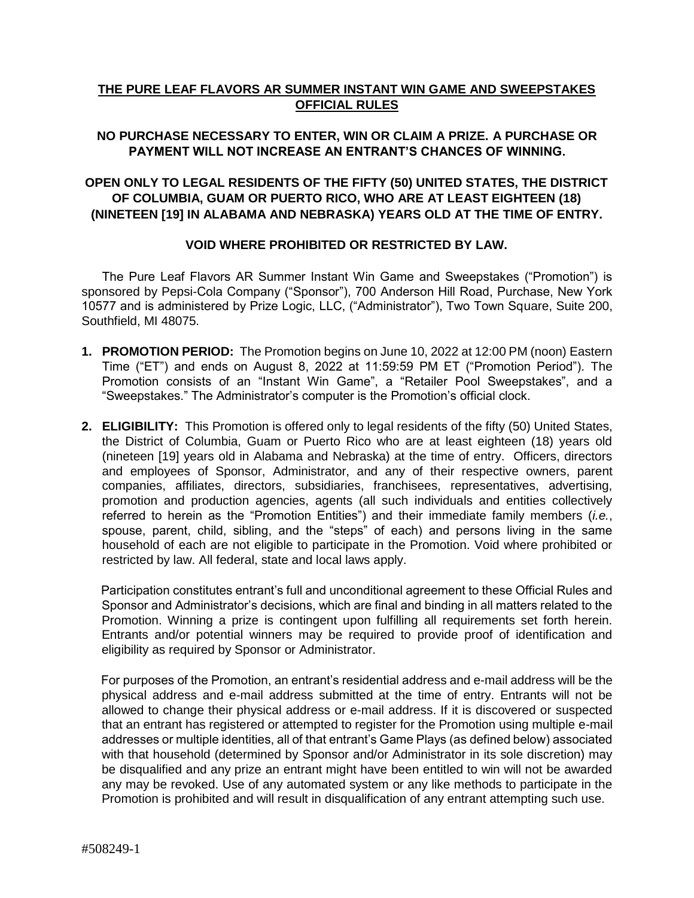# THE PURE LEAF FLAVORS AR SUMMER INSTANT WIN GAME AND SWEEPSTAKES OFFICIAL RULES

**NO PURCHASE NECESSARY TO ENTER, WIN OR CLAIM A PRIZE. A PURCHASE OR PAYMENT WILL NOT INCREASE AN ENTRANT'S CHANCES OF WINNING.**

**OPEN ONLY TO LEGAL RESIDENTS OF THE FIFTY (50) UNITED STATES, THE DISTRICT OF COLUMBIA, GUAM OR PUERTO RICO, WHO ARE AT LEAST EIGHTEEN (18) (NINETEEN [19] IN ALABAMA AND NEBRASKA) YEARS OLD AT THE TIME OF ENTRY.**

**VOID WHERE PROHIBITED OR RESTRICTED BY LAW.**

The Pure Leaf Flavors AR Summer Instant Win Game and Sweepstakes ("Promotion") is sponsored by Pepsi-Cola Company ("Sponsor"), 700 Anderson Hill Road, Purchase, New York 10577 and is administered by Prize Logic, LLC, ("Administrator"), Two Town Square, Suite 200, Southfield, MI 48075.

1. **PROMOTION PERIOD:** The Promotion begins on June 10, 2022 at 12:00 PM (noon) Eastern Time ("ET") and ends on August 8, 2022 at 11:59:59 PM ET ("Promotion Period"). The Promotion consists of an "Instant Win Game", a "Retailer Pool Sweepstakes", and a "Sweepstakes." The Administrator's computer is the Promotion's official clock.

2. **ELIGIBILITY:** This Promotion is offered only to legal residents of the fifty (50) United States, the District of Columbia, Guam or Puerto Rico who are at least eighteen (18) years old (nineteen [19] years old in Alabama and Nebraska) at the time of entry. Officers, directors and employees of Sponsor, Administrator, and any of their respective owners, parent companies, affiliates, directors, subsidiaries, franchisees, representatives, advertising, promotion and production agencies, agents (all such individuals and entities collectively referred to herein as the "Promotion Entities") and their immediate family members (*i.e.*, spouse, parent, child, sibling, and the "steps" of each) and persons living in the same household of each are not eligible to participate in the Promotion. Void where prohibited or restricted by law. All federal, state and local laws apply.

   Participation constitutes entrant's full and unconditional agreement to these Official Rules and Sponsor and Administrator's decisions, which are final and binding in all matters related to the Promotion. Winning a prize is contingent upon fulfilling all requirements set forth herein. Entrants and/or potential winners may be required to provide proof of identification and eligibility as required by Sponsor or Administrator.

   For purposes of the Promotion, an entrant's residential address and e-mail address will be the physical address and e-mail address submitted at the time of entry. Entrants will not be allowed to change their physical address or e-mail address. If it is discovered or suspected that an entrant has registered or attempted to register for the Promotion using multiple e-mail addresses or multiple identities, all of that entrant's Game Plays (as defined below) associated with that household (determined by Sponsor and/or Administrator in its sole discretion) may be disqualified and any prize an entrant might have been entitled to win will not be awarded any may be revoked. Use of any automated system or any like methods to participate in the Promotion is prohibited and will result in disqualification of any entrant attempting such use.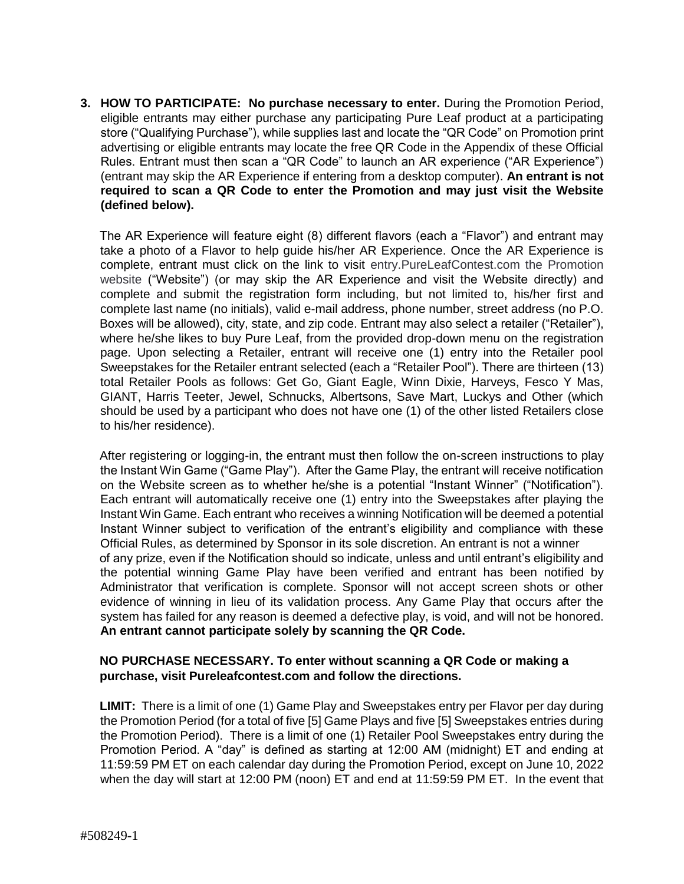**3. HOW TO PARTICIPATE: No purchase necessary to enter.** During the Promotion Period, eligible entrants may either purchase any participating Pure Leaf product at a participating store ("Qualifying Purchase"), while supplies last and locate the "QR Code" on Promotion print advertising or eligible entrants may locate the free QR Code in the Appendix of these Official Rules. Entrant must then scan a "QR Code" to launch an AR experience ("AR Experience") (entrant may skip the AR Experience if entering from a desktop computer). **An entrant is not required to scan a QR Code to enter the Promotion and may just visit the Website (defined below).**

The AR Experience will feature eight (8) different flavors (each a "Flavor") and entrant may take a photo of a Flavor to help guide his/her AR Experience. Once the AR Experience is complete, entrant must click on the link to visit entry.PureLeafContest.com the Promotion website ("Website") (or may skip the AR Experience and visit the Website directly) and complete and submit the registration form including, but not limited to, his/her first and complete last name (no initials), valid e-mail address, phone number, street address (no P.O. Boxes will be allowed), city, state, and zip code. Entrant may also select a retailer ("Retailer"), where he/she likes to buy Pure Leaf, from the provided drop-down menu on the registration page. Upon selecting a Retailer, entrant will receive one (1) entry into the Retailer pool Sweepstakes for the Retailer entrant selected (each a "Retailer Pool"). There are thirteen (13) total Retailer Pools as follows: Get Go, Giant Eagle, Winn Dixie, Harveys, Fesco Y Mas, GIANT, Harris Teeter, Jewel, Schnucks, Albertsons, Save Mart, Luckys and Other (which should be used by a participant who does not have one (1) of the other listed Retailers close to his/her residence).

After registering or logging-in, the entrant must then follow the on-screen instructions to play the Instant Win Game ("Game Play"). After the Game Play, the entrant will receive notification on the Website screen as to whether he/she is a potential "Instant Winner" ("Notification"). Each entrant will automatically receive one (1) entry into the Sweepstakes after playing the Instant Win Game. Each entrant who receives a winning Notification will be deemed a potential Instant Winner subject to verification of the entrant's eligibility and compliance with these Official Rules, as determined by Sponsor in its sole discretion. An entrant is not a winner of any prize, even if the Notification should so indicate, unless and until entrant's eligibility and the potential winning Game Play have been verified and entrant has been notified by Administrator that verification is complete. Sponsor will not accept screen shots or other evidence of winning in lieu of its validation process. Any Game Play that occurs after the system has failed for any reason is deemed a defective play, is void, and will not be honored. **An entrant cannot participate solely by scanning the QR Code.**

**NO PURCHASE NECESSARY. To enter without scanning a QR Code or making a purchase, visit Pureleafcontest.com and follow the directions.**

**LIMIT:** There is a limit of one (1) Game Play and Sweepstakes entry per Flavor per day during the Promotion Period (for a total of five [5] Game Plays and five [5] Sweepstakes entries during the Promotion Period). There is a limit of one (1) Retailer Pool Sweepstakes entry during the Promotion Period. A "day" is defined as starting at 12:00 AM (midnight) ET and ending at 11:59:59 PM ET on each calendar day during the Promotion Period, except on June 10, 2022 when the day will start at 12:00 PM (noon) ET and end at 11:59:59 PM ET. In the event that

#508249-1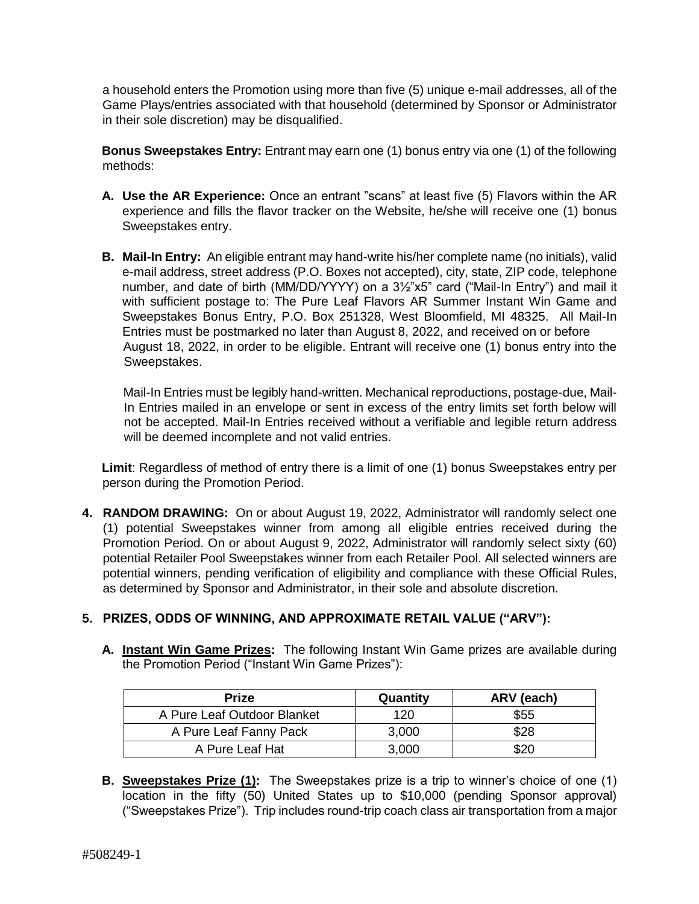a household enters the Promotion using more than five (5) unique e-mail addresses, all of the Game Plays/entries associated with that household (determined by Sponsor or Administrator in their sole discretion) may be disqualified.

**Bonus Sweepstakes Entry:** Entrant may earn one (1) bonus entry via one (1) of the following methods:

**A. Use the AR Experience:** Once an entrant "scans" at least five (5) Flavors within the AR experience and fills the flavor tracker on the Website, he/she will receive one (1) bonus Sweepstakes entry.

**B. Mail-In Entry:** An eligible entrant may hand-write his/her complete name (no initials), valid e-mail address, street address (P.O. Boxes not accepted), city, state, ZIP code, telephone number, and date of birth (MM/DD/YYYY) on a 3½"x5" card ("Mail-In Entry") and mail it with sufficient postage to: The Pure Leaf Flavors AR Summer Instant Win Game and Sweepstakes Bonus Entry, P.O. Box 251328, West Bloomfield, MI 48325. All Mail-In Entries must be postmarked no later than August 8, 2022, and received on or before August 18, 2022, in order to be eligible. Entrant will receive one (1) bonus entry into the Sweepstakes.

Mail-In Entries must be legibly hand-written. Mechanical reproductions, postage-due, Mail-In Entries mailed in an envelope or sent in excess of the entry limits set forth below will not be accepted. Mail-In Entries received without a verifiable and legible return address will be deemed incomplete and not valid entries.

**Limit**: Regardless of method of entry there is a limit of one (1) bonus Sweepstakes entry per person during the Promotion Period.

**4. RANDOM DRAWING:** On or about August 19, 2022, Administrator will randomly select one (1) potential Sweepstakes winner from among all eligible entries received during the Promotion Period. On or about August 9, 2022, Administrator will randomly select sixty (60) potential Retailer Pool Sweepstakes winner from each Retailer Pool. All selected winners are potential winners, pending verification of eligibility and compliance with these Official Rules, as determined by Sponsor and Administrator, in their sole and absolute discretion.

**5. PRIZES, ODDS OF WINNING, AND APPROXIMATE RETAIL VALUE ("ARV"):**

**A. <u>Instant Win Game Prizes</u>:** The following Instant Win Game prizes are available during the Promotion Period ("Instant Win Game Prizes"):

| Prize | Quantity | ARV (each) |
|---|---|---|
| A Pure Leaf Outdoor Blanket | 120 | $55 |
| A Pure Leaf Fanny Pack | 3,000 | $28 |
| A Pure Leaf Hat | 3,000 | $20 |

**B. <u>Sweepstakes Prize (1)</u>:** The Sweepstakes prize is a trip to winner's choice of one (1) location in the fifty (50) United States up to $10,000 (pending Sponsor approval) ("Sweepstakes Prize"). Trip includes round-trip coach class air transportation from a major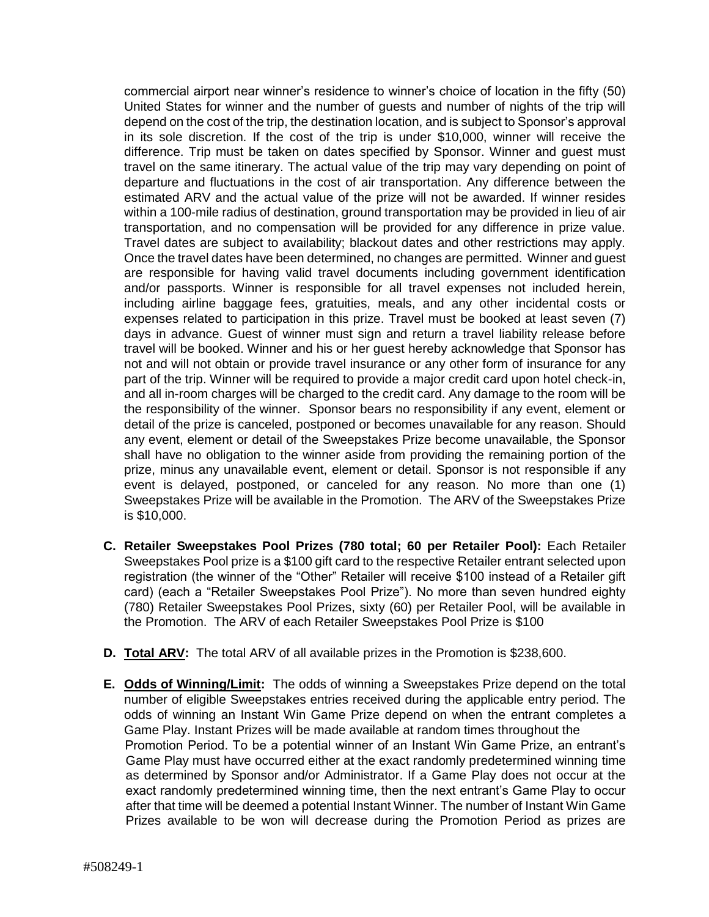commercial airport near winner's residence to winner's choice of location in the fifty (50) United States for winner and the number of guests and number of nights of the trip will depend on the cost of the trip, the destination location, and is subject to Sponsor's approval in its sole discretion. If the cost of the trip is under $10,000, winner will receive the difference. Trip must be taken on dates specified by Sponsor. Winner and guest must travel on the same itinerary. The actual value of the trip may vary depending on point of departure and fluctuations in the cost of air transportation. Any difference between the estimated ARV and the actual value of the prize will not be awarded. If winner resides within a 100-mile radius of destination, ground transportation may be provided in lieu of air transportation, and no compensation will be provided for any difference in prize value. Travel dates are subject to availability; blackout dates and other restrictions may apply. Once the travel dates have been determined, no changes are permitted. Winner and guest are responsible for having valid travel documents including government identification and/or passports. Winner is responsible for all travel expenses not included herein, including airline baggage fees, gratuities, meals, and any other incidental costs or expenses related to participation in this prize. Travel must be booked at least seven (7) days in advance. Guest of winner must sign and return a travel liability release before travel will be booked. Winner and his or her guest hereby acknowledge that Sponsor has not and will not obtain or provide travel insurance or any other form of insurance for any part of the trip. Winner will be required to provide a major credit card upon hotel check-in, and all in-room charges will be charged to the credit card. Any damage to the room will be the responsibility of the winner. Sponsor bears no responsibility if any event, element or detail of the prize is canceled, postponed or becomes unavailable for any reason. Should any event, element or detail of the Sweepstakes Prize become unavailable, the Sponsor shall have no obligation to the winner aside from providing the remaining portion of the prize, minus any unavailable event, element or detail. Sponsor is not responsible if any event is delayed, postponed, or canceled for any reason. No more than one (1) Sweepstakes Prize will be available in the Promotion. The ARV of the Sweepstakes Prize is $10,000.

C. **Retailer Sweepstakes Pool Prizes (780 total; 60 per Retailer Pool):** Each Retailer Sweepstakes Pool prize is a $100 gift card to the respective Retailer entrant selected upon registration (the winner of the "Other" Retailer will receive $100 instead of a Retailer gift card) (each a "Retailer Sweepstakes Pool Prize"). No more than seven hundred eighty (780) Retailer Sweepstakes Pool Prizes, sixty (60) per Retailer Pool, will be available in the Promotion. The ARV of each Retailer Sweepstakes Pool Prize is $100

D. **Total ARV:** The total ARV of all available prizes in the Promotion is $238,600.

E. **Odds of Winning/Limit:** The odds of winning a Sweepstakes Prize depend on the total number of eligible Sweepstakes entries received during the applicable entry period. The odds of winning an Instant Win Game Prize depend on when the entrant completes a Game Play. Instant Prizes will be made available at random times throughout the Promotion Period. To be a potential winner of an Instant Win Game Prize, an entrant's Game Play must have occurred either at the exact randomly predetermined winning time as determined by Sponsor and/or Administrator. If a Game Play does not occur at the exact randomly predetermined winning time, then the next entrant's Game Play to occur after that time will be deemed a potential Instant Winner. The number of Instant Win Game Prizes available to be won will decrease during the Promotion Period as prizes are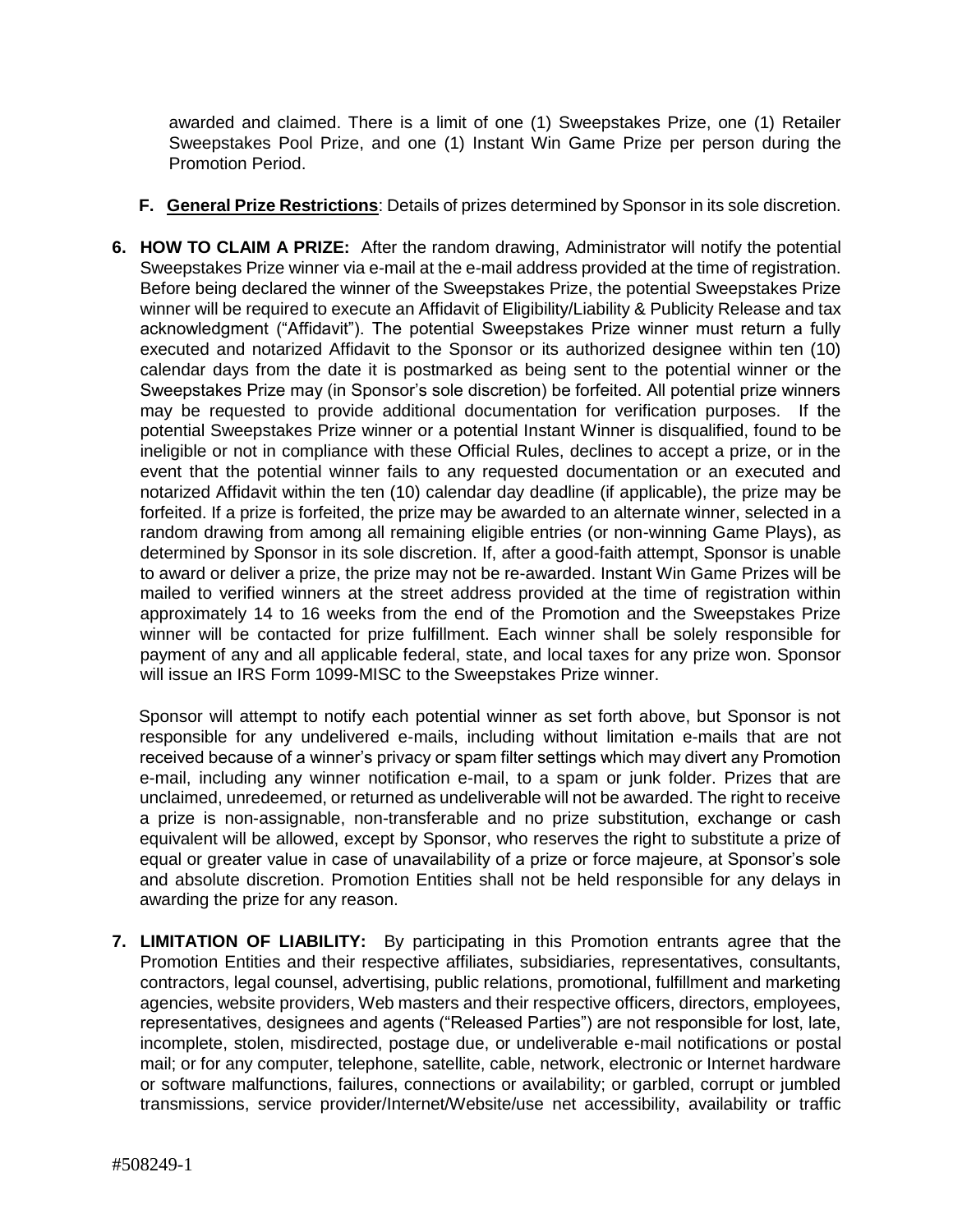awarded and claimed. There is a limit of one (1) Sweepstakes Prize, one (1) Retailer Sweepstakes Pool Prize, and one (1) Instant Win Game Prize per person during the Promotion Period.

**F. General Prize Restrictions**: Details of prizes determined by Sponsor in its sole discretion.

**6. HOW TO CLAIM A PRIZE:** After the random drawing, Administrator will notify the potential Sweepstakes Prize winner via e-mail at the e-mail address provided at the time of registration. Before being declared the winner of the Sweepstakes Prize, the potential Sweepstakes Prize winner will be required to execute an Affidavit of Eligibility/Liability & Publicity Release and tax acknowledgment ("Affidavit"). The potential Sweepstakes Prize winner must return a fully executed and notarized Affidavit to the Sponsor or its authorized designee within ten (10) calendar days from the date it is postmarked as being sent to the potential winner or the Sweepstakes Prize may (in Sponsor's sole discretion) be forfeited. All potential prize winners may be requested to provide additional documentation for verification purposes. If the potential Sweepstakes Prize winner or a potential Instant Winner is disqualified, found to be ineligible or not in compliance with these Official Rules, declines to accept a prize, or in the event that the potential winner fails to any requested documentation or an executed and notarized Affidavit within the ten (10) calendar day deadline (if applicable), the prize may be forfeited. If a prize is forfeited, the prize may be awarded to an alternate winner, selected in a random drawing from among all remaining eligible entries (or non-winning Game Plays), as determined by Sponsor in its sole discretion. If, after a good-faith attempt, Sponsor is unable to award or deliver a prize, the prize may not be re-awarded. Instant Win Game Prizes will be mailed to verified winners at the street address provided at the time of registration within approximately 14 to 16 weeks from the end of the Promotion and the Sweepstakes Prize winner will be contacted for prize fulfillment. Each winner shall be solely responsible for payment of any and all applicable federal, state, and local taxes for any prize won. Sponsor will issue an IRS Form 1099-MISC to the Sweepstakes Prize winner.

Sponsor will attempt to notify each potential winner as set forth above, but Sponsor is not responsible for any undelivered e-mails, including without limitation e-mails that are not received because of a winner's privacy or spam filter settings which may divert any Promotion e-mail, including any winner notification e-mail, to a spam or junk folder. Prizes that are unclaimed, unredeemed, or returned as undeliverable will not be awarded. The right to receive a prize is non-assignable, non-transferable and no prize substitution, exchange or cash equivalent will be allowed, except by Sponsor, who reserves the right to substitute a prize of equal or greater value in case of unavailability of a prize or force majeure, at Sponsor's sole and absolute discretion. Promotion Entities shall not be held responsible for any delays in awarding the prize for any reason.

**7. LIMITATION OF LIABILITY:** By participating in this Promotion entrants agree that the Promotion Entities and their respective affiliates, subsidiaries, representatives, consultants, contractors, legal counsel, advertising, public relations, promotional, fulfillment and marketing agencies, website providers, Web masters and their respective officers, directors, employees, representatives, designees and agents ("Released Parties") are not responsible for lost, late, incomplete, stolen, misdirected, postage due, or undeliverable e-mail notifications or postal mail; or for any computer, telephone, satellite, cable, network, electronic or Internet hardware or software malfunctions, failures, connections or availability; or garbled, corrupt or jumbled transmissions, service provider/Internet/Website/use net accessibility, availability or traffic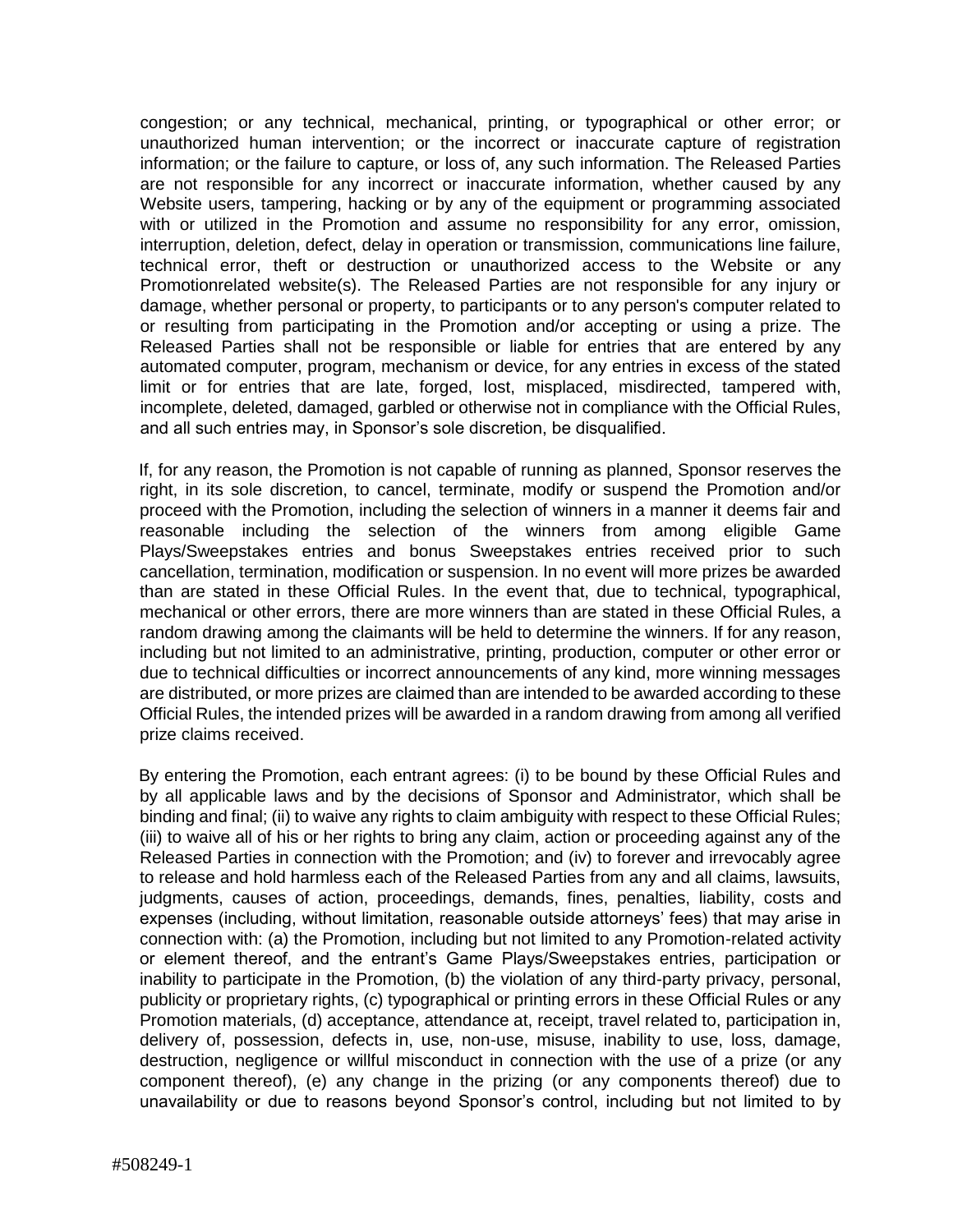congestion; or any technical, mechanical, printing, or typographical or other error; or unauthorized human intervention; or the incorrect or inaccurate capture of registration information; or the failure to capture, or loss of, any such information. The Released Parties are not responsible for any incorrect or inaccurate information, whether caused by any Website users, tampering, hacking or by any of the equipment or programming associated with or utilized in the Promotion and assume no responsibility for any error, omission, interruption, deletion, defect, delay in operation or transmission, communications line failure, technical error, theft or destruction or unauthorized access to the Website or any Promotionrelated website(s). The Released Parties are not responsible for any injury or damage, whether personal or property, to participants or to any person's computer related to or resulting from participating in the Promotion and/or accepting or using a prize. The Released Parties shall not be responsible or liable for entries that are entered by any automated computer, program, mechanism or device, for any entries in excess of the stated limit or for entries that are late, forged, lost, misplaced, misdirected, tampered with, incomplete, deleted, damaged, garbled or otherwise not in compliance with the Official Rules, and all such entries may, in Sponsor's sole discretion, be disqualified.

If, for any reason, the Promotion is not capable of running as planned, Sponsor reserves the right, in its sole discretion, to cancel, terminate, modify or suspend the Promotion and/or proceed with the Promotion, including the selection of winners in a manner it deems fair and reasonable including the selection of the winners from among eligible Game Plays/Sweepstakes entries and bonus Sweepstakes entries received prior to such cancellation, termination, modification or suspension. In no event will more prizes be awarded than are stated in these Official Rules. In the event that, due to technical, typographical, mechanical or other errors, there are more winners than are stated in these Official Rules, a random drawing among the claimants will be held to determine the winners. If for any reason, including but not limited to an administrative, printing, production, computer or other error or due to technical difficulties or incorrect announcements of any kind, more winning messages are distributed, or more prizes are claimed than are intended to be awarded according to these Official Rules, the intended prizes will be awarded in a random drawing from among all verified prize claims received.

By entering the Promotion, each entrant agrees: (i) to be bound by these Official Rules and by all applicable laws and by the decisions of Sponsor and Administrator, which shall be binding and final; (ii) to waive any rights to claim ambiguity with respect to these Official Rules; (iii) to waive all of his or her rights to bring any claim, action or proceeding against any of the Released Parties in connection with the Promotion; and (iv) to forever and irrevocably agree to release and hold harmless each of the Released Parties from any and all claims, lawsuits, judgments, causes of action, proceedings, demands, fines, penalties, liability, costs and expenses (including, without limitation, reasonable outside attorneys' fees) that may arise in connection with: (a) the Promotion, including but not limited to any Promotion-related activity or element thereof, and the entrant's Game Plays/Sweepstakes entries, participation or inability to participate in the Promotion, (b) the violation of any third-party privacy, personal, publicity or proprietary rights, (c) typographical or printing errors in these Official Rules or any Promotion materials, (d) acceptance, attendance at, receipt, travel related to, participation in, delivery of, possession, defects in, use, non-use, misuse, inability to use, loss, damage, destruction, negligence or willful misconduct in connection with the use of a prize (or any component thereof), (e) any change in the prizing (or any components thereof) due to unavailability or due to reasons beyond Sponsor's control, including but not limited to by

#508249-1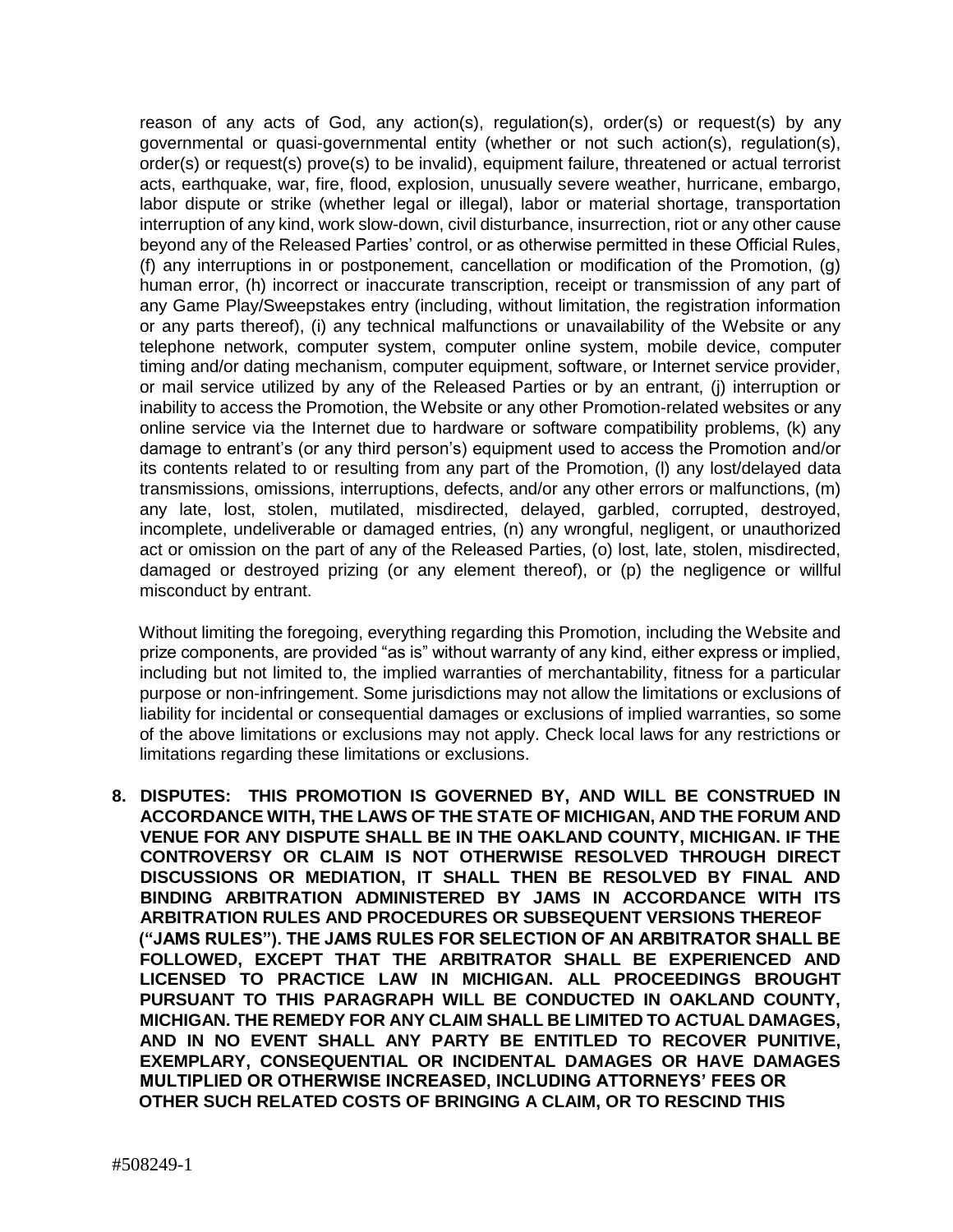reason of any acts of God, any action(s), regulation(s), order(s) or request(s) by any governmental or quasi-governmental entity (whether or not such action(s), regulation(s), order(s) or request(s) prove(s) to be invalid), equipment failure, threatened or actual terrorist acts, earthquake, war, fire, flood, explosion, unusually severe weather, hurricane, embargo, labor dispute or strike (whether legal or illegal), labor or material shortage, transportation interruption of any kind, work slow-down, civil disturbance, insurrection, riot or any other cause beyond any of the Released Parties' control, or as otherwise permitted in these Official Rules, (f) any interruptions in or postponement, cancellation or modification of the Promotion, (g) human error, (h) incorrect or inaccurate transcription, receipt or transmission of any part of any Game Play/Sweepstakes entry (including, without limitation, the registration information or any parts thereof), (i) any technical malfunctions or unavailability of the Website or any telephone network, computer system, computer online system, mobile device, computer timing and/or dating mechanism, computer equipment, software, or Internet service provider, or mail service utilized by any of the Released Parties or by an entrant, (j) interruption or inability to access the Promotion, the Website or any other Promotion-related websites or any online service via the Internet due to hardware or software compatibility problems, (k) any damage to entrant's (or any third person's) equipment used to access the Promotion and/or its contents related to or resulting from any part of the Promotion, (l) any lost/delayed data transmissions, omissions, interruptions, defects, and/or any other errors or malfunctions, (m) any late, lost, stolen, mutilated, misdirected, delayed, garbled, corrupted, destroyed, incomplete, undeliverable or damaged entries, (n) any wrongful, negligent, or unauthorized act or omission on the part of any of the Released Parties, (o) lost, late, stolen, misdirected, damaged or destroyed prizing (or any element thereof), or (p) the negligence or willful misconduct by entrant.

Without limiting the foregoing, everything regarding this Promotion, including the Website and prize components, are provided "as is" without warranty of any kind, either express or implied, including but not limited to, the implied warranties of merchantability, fitness for a particular purpose or non-infringement. Some jurisdictions may not allow the limitations or exclusions of liability for incidental or consequential damages or exclusions of implied warranties, so some of the above limitations or exclusions may not apply. Check local laws for any restrictions or limitations regarding these limitations or exclusions.

8. **DISPUTES: THIS PROMOTION IS GOVERNED BY, AND WILL BE CONSTRUED IN ACCORDANCE WITH, THE LAWS OF THE STATE OF MICHIGAN, AND THE FORUM AND VENUE FOR ANY DISPUTE SHALL BE IN THE OAKLAND COUNTY, MICHIGAN. IF THE CONTROVERSY OR CLAIM IS NOT OTHERWISE RESOLVED THROUGH DIRECT DISCUSSIONS OR MEDIATION, IT SHALL THEN BE RESOLVED BY FINAL AND BINDING ARBITRATION ADMINISTERED BY JAMS IN ACCORDANCE WITH ITS ARBITRATION RULES AND PROCEDURES OR SUBSEQUENT VERSIONS THEREOF ("JAMS RULES"). THE JAMS RULES FOR SELECTION OF AN ARBITRATOR SHALL BE FOLLOWED, EXCEPT THAT THE ARBITRATOR SHALL BE EXPERIENCED AND LICENSED TO PRACTICE LAW IN MICHIGAN. ALL PROCEEDINGS BROUGHT PURSUANT TO THIS PARAGRAPH WILL BE CONDUCTED IN OAKLAND COUNTY, MICHIGAN. THE REMEDY FOR ANY CLAIM SHALL BE LIMITED TO ACTUAL DAMAGES, AND IN NO EVENT SHALL ANY PARTY BE ENTITLED TO RECOVER PUNITIVE, EXEMPLARY, CONSEQUENTIAL OR INCIDENTAL DAMAGES OR HAVE DAMAGES MULTIPLIED OR OTHERWISE INCREASED, INCLUDING ATTORNEYS' FEES OR OTHER SUCH RELATED COSTS OF BRINGING A CLAIM, OR TO RESCIND THIS**

#508249-1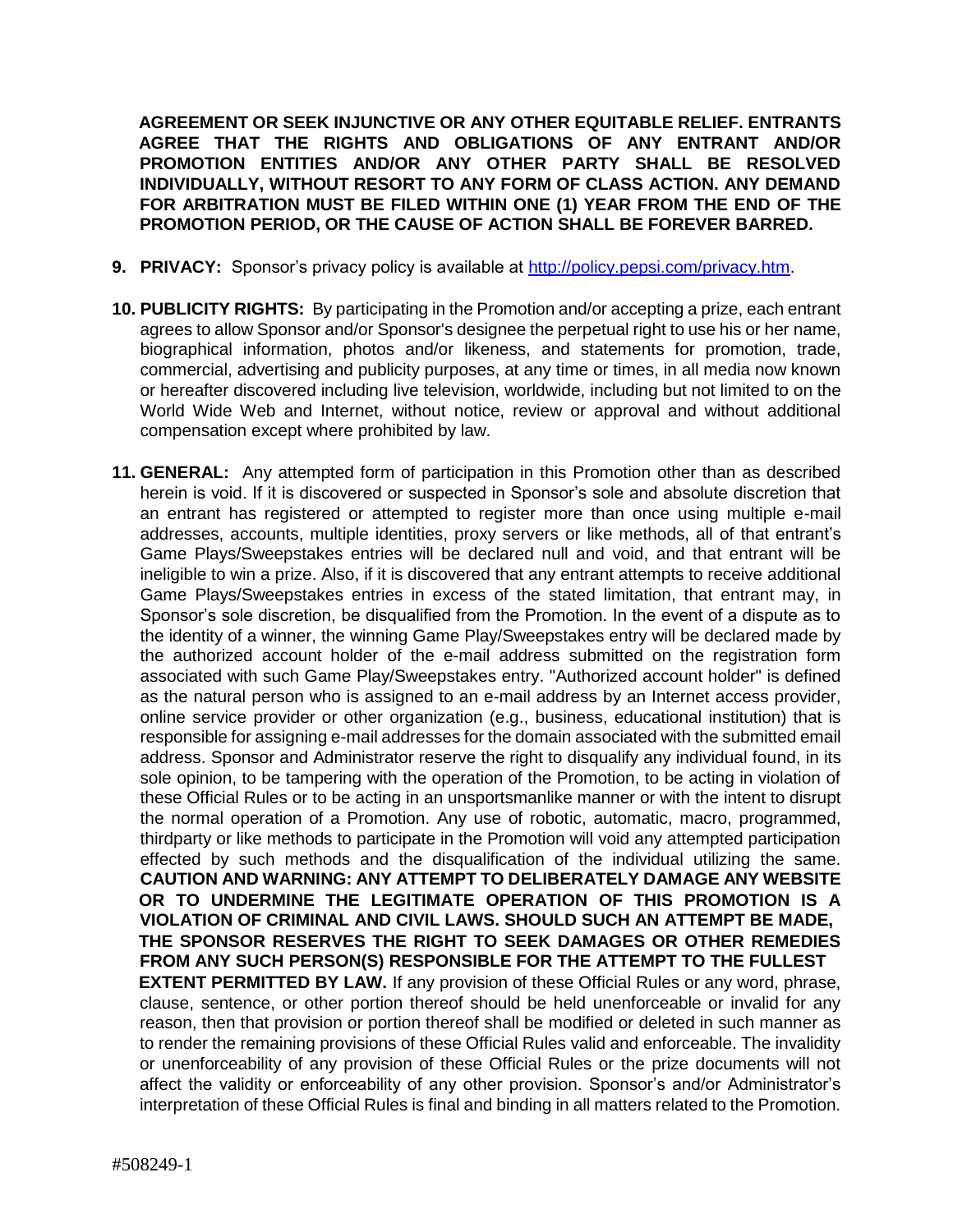**AGREEMENT OR SEEK INJUNCTIVE OR ANY OTHER EQUITABLE RELIEF. ENTRANTS AGREE THAT THE RIGHTS AND OBLIGATIONS OF ANY ENTRANT AND/OR PROMOTION ENTITIES AND/OR ANY OTHER PARTY SHALL BE RESOLVED INDIVIDUALLY, WITHOUT RESORT TO ANY FORM OF CLASS ACTION. ANY DEMAND FOR ARBITRATION MUST BE FILED WITHIN ONE (1) YEAR FROM THE END OF THE PROMOTION PERIOD, OR THE CAUSE OF ACTION SHALL BE FOREVER BARRED.**

9. **PRIVACY:** Sponsor's privacy policy is available at [http://policy.pepsi.com/privacy.htm](http://policy.pepsi.com/privacy.htm).

10. **PUBLICITY RIGHTS:** By participating in the Promotion and/or accepting a prize, each entrant agrees to allow Sponsor and/or Sponsor's designee the perpetual right to use his or her name, biographical information, photos and/or likeness, and statements for promotion, trade, commercial, advertising and publicity purposes, at any time or times, in all media now known or hereafter discovered including live television, worldwide, including but not limited to on the World Wide Web and Internet, without notice, review or approval and without additional compensation except where prohibited by law.

11. **GENERAL:** Any attempted form of participation in this Promotion other than as described herein is void. If it is discovered or suspected in Sponsor's sole and absolute discretion that an entrant has registered or attempted to register more than once using multiple e-mail addresses, accounts, multiple identities, proxy servers or like methods, all of that entrant's Game Plays/Sweepstakes entries will be declared null and void, and that entrant will be ineligible to win a prize. Also, if it is discovered that any entrant attempts to receive additional Game Plays/Sweepstakes entries in excess of the stated limitation, that entrant may, in Sponsor's sole discretion, be disqualified from the Promotion. In the event of a dispute as to the identity of a winner, the winning Game Play/Sweepstakes entry will be declared made by the authorized account holder of the e-mail address submitted on the registration form associated with such Game Play/Sweepstakes entry. "Authorized account holder" is defined as the natural person who is assigned to an e-mail address by an Internet access provider, online service provider or other organization (e.g., business, educational institution) that is responsible for assigning e-mail addresses for the domain associated with the submitted email address. Sponsor and Administrator reserve the right to disqualify any individual found, in its sole opinion, to be tampering with the operation of the Promotion, to be acting in violation of these Official Rules or to be acting in an unsportsmanlike manner or with the intent to disrupt the normal operation of a Promotion. Any use of robotic, automatic, macro, programmed, thirdparty or like methods to participate in the Promotion will void any attempted participation effected by such methods and the disqualification of the individual utilizing the same. **CAUTION AND WARNING: ANY ATTEMPT TO DELIBERATELY DAMAGE ANY WEBSITE OR TO UNDERMINE THE LEGITIMATE OPERATION OF THIS PROMOTION IS A VIOLATION OF CRIMINAL AND CIVIL LAWS. SHOULD SUCH AN ATTEMPT BE MADE, THE SPONSOR RESERVES THE RIGHT TO SEEK DAMAGES OR OTHER REMEDIES FROM ANY SUCH PERSON(S) RESPONSIBLE FOR THE ATTEMPT TO THE FULLEST EXTENT PERMITTED BY LAW.** If any provision of these Official Rules or any word, phrase, clause, sentence, or other portion thereof should be held unenforceable or invalid for any reason, then that provision or portion thereof shall be modified or deleted in such manner as to render the remaining provisions of these Official Rules valid and enforceable. The invalidity or unenforceability of any provision of these Official Rules or the prize documents will not affect the validity or enforceability of any other provision. Sponsor's and/or Administrator's interpretation of these Official Rules is final and binding in all matters related to the Promotion.

#508249-1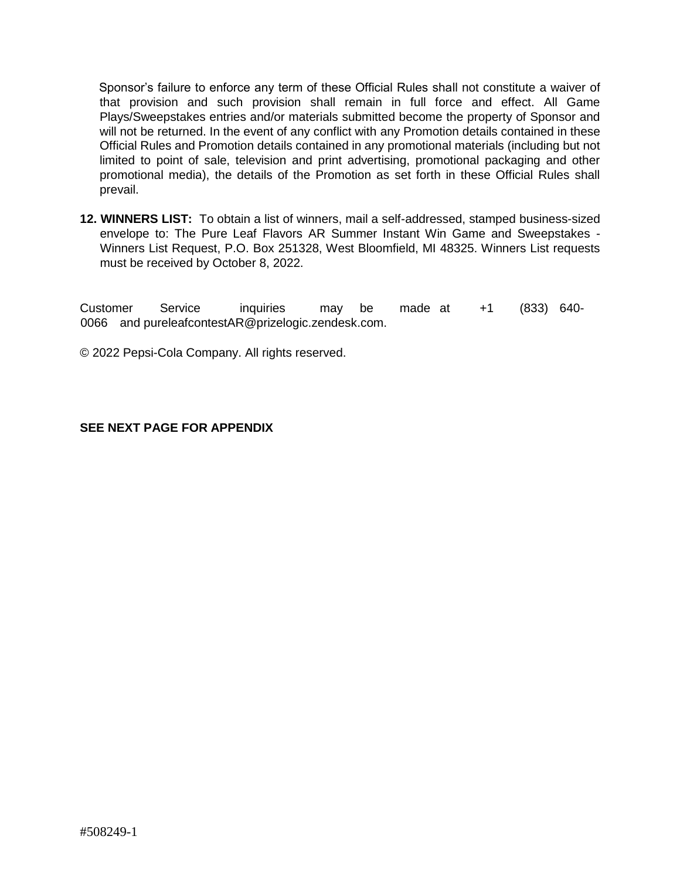Sponsor's failure to enforce any term of these Official Rules shall not constitute a waiver of that provision and such provision shall remain in full force and effect. All Game Plays/Sweepstakes entries and/or materials submitted become the property of Sponsor and will not be returned. In the event of any conflict with any Promotion details contained in these Official Rules and Promotion details contained in any promotional materials (including but not limited to point of sale, television and print advertising, promotional packaging and other promotional media), the details of the Promotion as set forth in these Official Rules shall prevail.

**12. WINNERS LIST:** To obtain a list of winners, mail a self-addressed, stamped business-sized envelope to: The Pure Leaf Flavors AR Summer Instant Win Game and Sweepstakes - Winners List Request, P.O. Box 251328, West Bloomfield, MI 48325. Winners List requests must be received by October 8, 2022.

Customer Service inquiries may be made at +1 (833) 640-0066 and pureleafcontestAR@prizelogic.zendesk.com.

© 2022 Pepsi-Cola Company. All rights reserved.

**SEE NEXT PAGE FOR APPENDIX**

#508249-1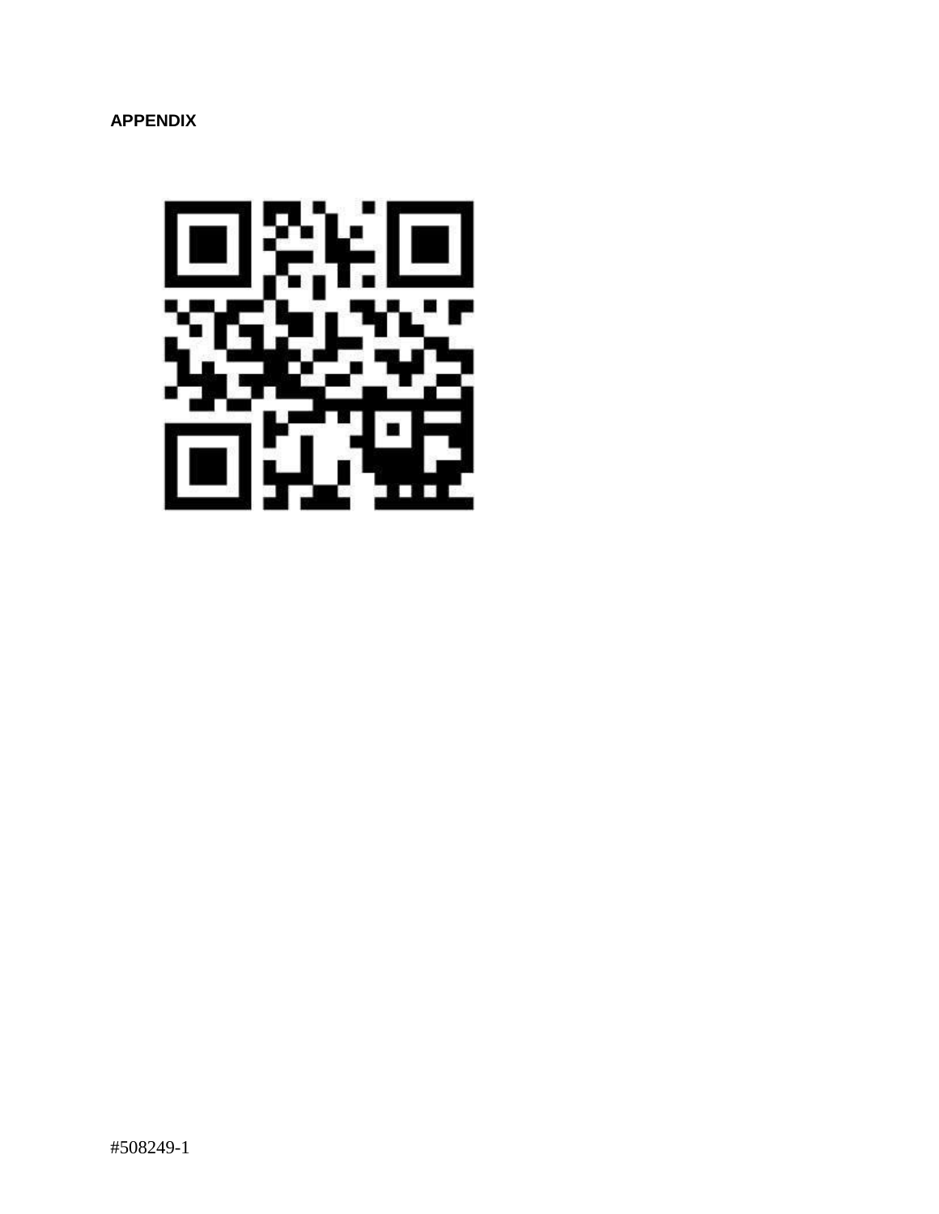**APPENDIX**

#508249-1